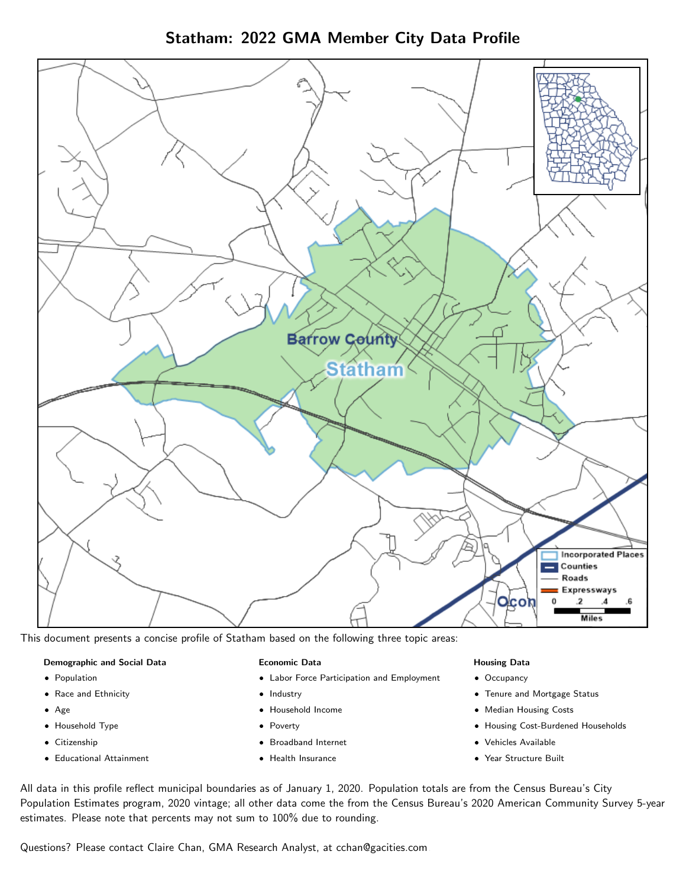# Statham: 2022 GMA Member City Data Profile

This document presents a concise profile of Statham based on the following three topic areas:

**Demographic and Social Data**

- Population
- Race and Ethnicity
- Age
- Household Type
- Citizenship
- Educational Attainment

**Economic Data**

- Labor Force Participation and Employment
- Industry
- Household Income
- Poverty
- Broadband Internet
- Health Insurance

**Housing Data**

- Occupancy
- Tenure and Mortgage Status
- Median Housing Costs
- Housing Cost-Burdened Households
- Vehicles Available
- Year Structure Built

All data in this profile reflect municipal boundaries as of January 1, 2020. Population totals are from the Census Bureau's City Population Estimates program, 2020 vintage; all other data come the from the Census Bureau's 2020 American Community Survey 5-year estimates. Please note that percents may not sum to 100% due to rounding.

Questions? Please contact Claire Chan, GMA Research Analyst, at cchan@gacities.com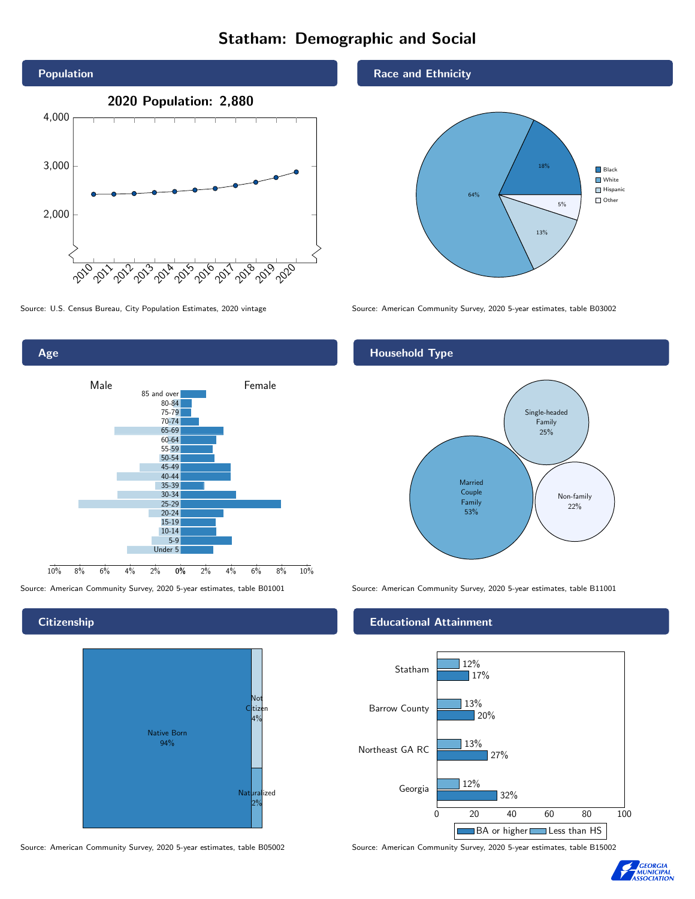# Statham: Demographic and Social

## Population

**2020 Population: 2,880**

Source: U.S. Census Bureau, City Population Estimates, 2020 vintage

## Race and Ethnicity

| Race/Ethnicity | Percent |
|---|---|
| Black | 18% |
| White | 64% |
| Hispanic | 13% |
| Other | 5% |

Source: American Community Survey, 2020 5-year estimates, table B03002

## Age

Male / Female

Age groups: 85 and over, 80-84, 75-79, 70-74, 65-69, 60-64, 55-59, 50-54, 45-49, 40-44, 35-39, 30-34, 25-29, 20-24, 15-19, 10-14, 5-9, Under 5

Source: American Community Survey, 2020 5-year estimates, table B01001

## Household Type

| Household Type | Percent |
|---|---|
| Married Couple Family | 53% |
| Single-headed Family | 25% |
| Non-family | 22% |

Source: American Community Survey, 2020 5-year estimates, table B11001

## Citizenship

| Citizenship | Percent |
|---|---|
| Native Born | 94% |
| Not Citizen | 4% |
| Naturalized | 2% |

Source: American Community Survey, 2020 5-year estimates, table B05002

## Educational Attainment

| Area | Less than HS | BA or higher |
|---|---|---|
| Statham | 12% | 17% |
| Barrow County | 13% | 20% |
| Northeast GA RC | 13% | 27% |
| Georgia | 12% | 32% |

Source: American Community Survey, 2020 5-year estimates, table B15002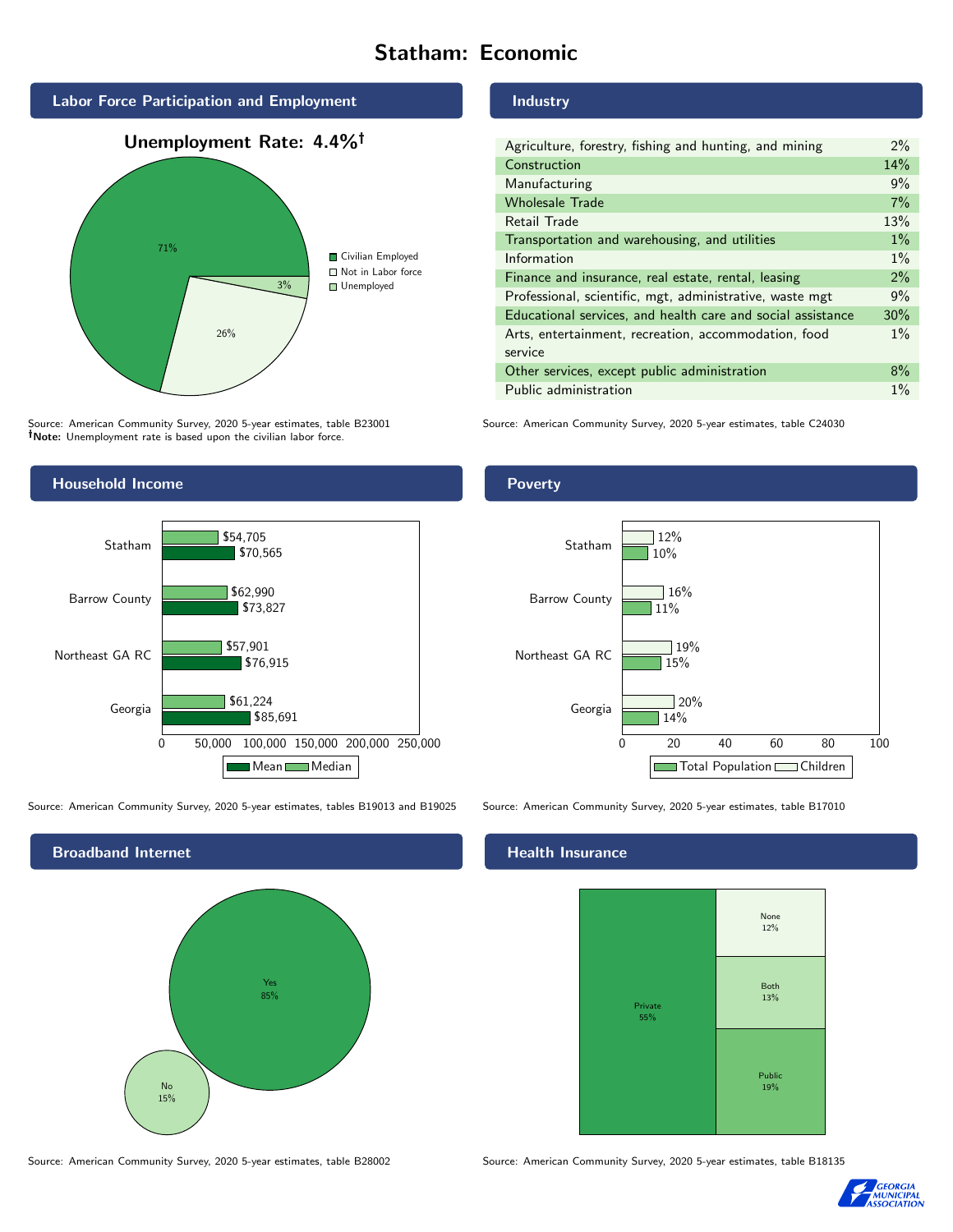# Statham: Economic

## Labor Force Participation and Employment

**Unemployment Rate: 4.4%†**

| Category | Percent |
| --- | --- |
| Civilian Employed | 71% |
| Not in Labor force | 26% |
| Unemployed | 3% |

Source: American Community Survey, 2020 5-year estimates, table B23001
**†Note:** Unemployment rate is based upon the civilian labor force.

## Industry

| Industry | Percent |
| --- | --- |
| Agriculture, forestry, fishing and hunting, and mining | 2% |
| Construction | 14% |
| Manufacturing | 9% |
| Wholesale Trade | 7% |
| Retail Trade | 13% |
| Transportation and warehousing, and utilities | 1% |
| Information | 1% |
| Finance and insurance, real estate, rental, leasing | 2% |
| Professional, scientific, mgt, administrative, waste mgt | 9% |
| Educational services, and health care and social assistance | 30% |
| Arts, entertainment, recreation, accommodation, food service | 1% |
| Other services, except public administration | 8% |
| Public administration | 1% |

Source: American Community Survey, 2020 5-year estimates, table C24030

## Household Income

| | Median | Mean |
| --- | --- | --- |
| Statham | $54,705 | $70,565 |
| Barrow County | $62,990 | $73,827 |
| Northeast GA RC | $57,901 | $76,915 |
| Georgia | $61,224 | $85,691 |

Source: American Community Survey, 2020 5-year estimates, tables B19013 and B19025

## Poverty

| | Children | Total Population |
| --- | --- | --- |
| Statham | 12% | 10% |
| Barrow County | 16% | 11% |
| Northeast GA RC | 19% | 15% |
| Georgia | 20% | 14% |

Source: American Community Survey, 2020 5-year estimates, table B17010

## Broadband Internet

| | Percent |
| --- | --- |
| Yes | 85% |
| No | 15% |

Source: American Community Survey, 2020 5-year estimates, table B28002

## Health Insurance

| | Percent |
| --- | --- |
| Private | 55% |
| None | 12% |
| Both | 13% |
| Public | 19% |

Source: American Community Survey, 2020 5-year estimates, table B18135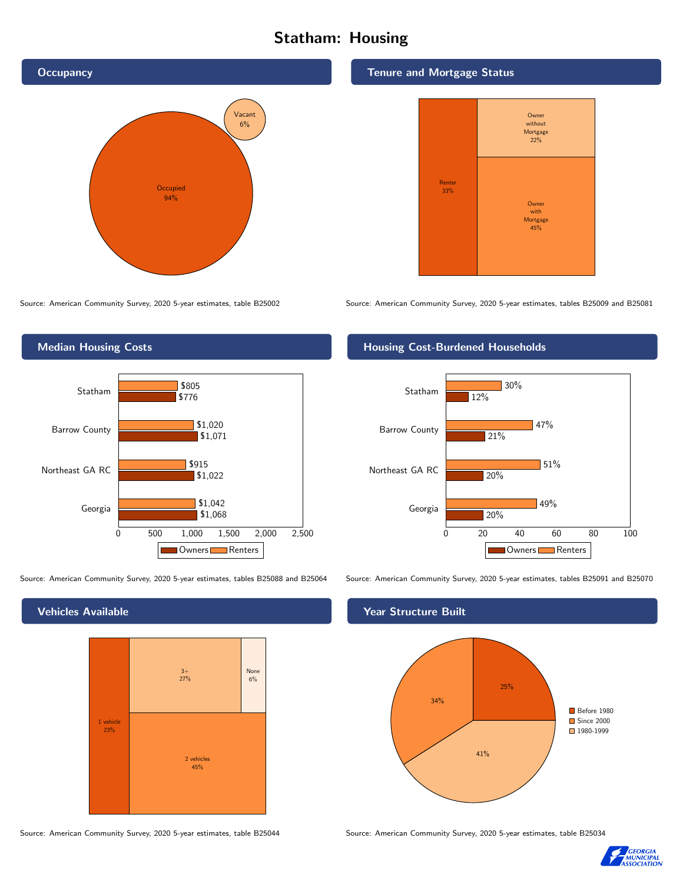# Statham: Housing

## Occupancy

Occupied
94%

Vacant
6%

Source: American Community Survey, 2020 5-year estimates, table B25002

## Tenure and Mortgage Status

Renter
33%

Owner without Mortgage
22%

Owner with Mortgage
45%

Source: American Community Survey, 2020 5-year estimates, tables B25009 and B25081

## Median Housing Costs

Statham
$805
$776

Barrow County
$1,020
$1,071

Northeast GA RC
$915
$1,022

Georgia
$1,042
$1,068

0
500
1,000
1,500
2,000
2,500

Owners
Renters

Source: American Community Survey, 2020 5-year estimates, tables B25088 and B25064

## Housing Cost-Burdened Households

Statham
30%
12%

Barrow County
47%
21%

Northeast GA RC
51%
20%

Georgia
49%
20%

0
20
40
60
80
100

Owners
Renters

Source: American Community Survey, 2020 5-year estimates, tables B25091 and B25070

## Vehicles Available

1 vehicle
23%

3+
27%

None
6%

2 vehicles
45%

Source: American Community Survey, 2020 5-year estimates, table B25044

## Year Structure Built

25%
34%
41%

Before 1980
Since 2000
1980-1999

Source: American Community Survey, 2020 5-year estimates, table B25034